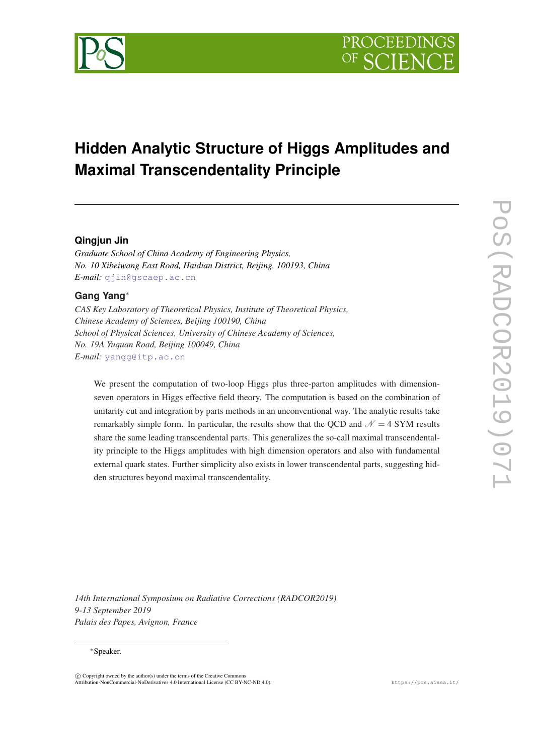# Hidden Analytic Structure of Higgs Amplitudes and Maximal Transcendentality Principle

**Qingjun Jin**

*Graduate School of China Academy of Engineering Physics,*
*No. 10 Xibeiwang East Road, Haidian District, Beijing, 100193, China*
*E-mail:* qjin@gscaep.ac.cn

**Gang Yang***

*CAS Key Laboratory of Theoretical Physics, Institute of Theoretical Physics,*
*Chinese Academy of Sciences, Beijing 100190, China*
*School of Physical Sciences, University of Chinese Academy of Sciences,*
*No. 19A Yuquan Road, Beijing 100049, China*
*E-mail:* yangg@itp.ac.cn

We present the computation of two-loop Higgs plus three-parton amplitudes with dimension-seven operators in Higgs effective field theory. The computation is based on the combination of unitarity cut and integration by parts methods in an unconventional way. The analytic results take remarkably simple form. In particular, the results show that the QCD and $\mathcal{N}=4$ SYM results share the same leading transcendental parts. This generalizes the so-call maximal transcendentality principle to the Higgs amplitudes with high dimension operators and also with fundamental external quark states. Further simplicity also exists in lower transcendental parts, suggesting hidden structures beyond maximal transcendentality.

*14th International Symposium on Radiative Corrections (RADCOR2019)*
*9-13 September 2019*
*Palais des Papes, Avignon, France*

*Speaker.

© Copyright owned by the author(s) under the terms of the Creative Commons Attribution-NonCommercial-NoDerivatives 4.0 International License (CC BY-NC-ND 4.0).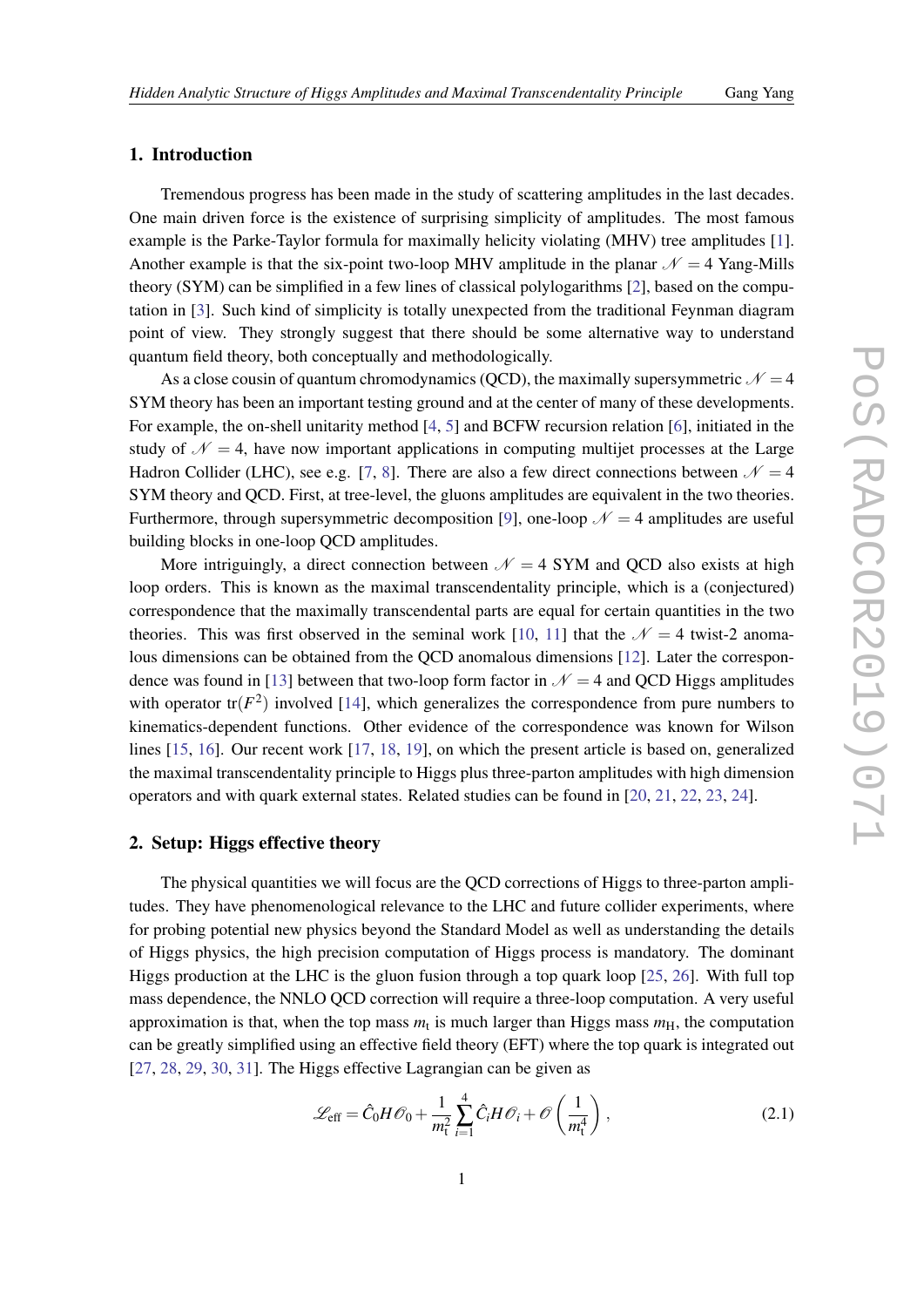## 1. Introduction

Tremendous progress has been made in the study of scattering amplitudes in the last decades. One main driven force is the existence of surprising simplicity of amplitudes. The most famous example is the Parke-Taylor formula for maximally helicity violating (MHV) tree amplitudes [1]. Another example is that the six-point two-loop MHV amplitude in the planar $\mathcal{N}=4$ Yang-Mills theory (SYM) can be simplified in a few lines of classical polylogarithms [2], based on the computation in [3]. Such kind of simplicity is totally unexpected from the traditional Feynman diagram point of view. They strongly suggest that there should be some alternative way to understand quantum field theory, both conceptually and methodologically.

As a close cousin of quantum chromodynamics (QCD), the maximally supersymmetric $\mathcal{N}=4$ SYM theory has been an important testing ground and at the center of many of these developments. For example, the on-shell unitarity method [4, 5] and BCFW recursion relation [6], initiated in the study of $\mathcal{N}=4$, have now important applications in computing multijet processes at the Large Hadron Collider (LHC), see e.g. [7, 8]. There are also a few direct connections between $\mathcal{N}=4$ SYM theory and QCD. First, at tree-level, the gluons amplitudes are equivalent in the two theories. Furthermore, through supersymmetric decomposition [9], one-loop $\mathcal{N}=4$ amplitudes are useful building blocks in one-loop QCD amplitudes.

More intriguingly, a direct connection between $\mathcal{N}=4$ SYM and QCD also exists at high loop orders. This is known as the maximal transcendentality principle, which is a (conjectured) correspondence that the maximally transcendental parts are equal for certain quantities in the two theories. This was first observed in the seminal work [10, 11] that the $\mathcal{N}=4$ twist-2 anomalous dimensions can be obtained from the QCD anomalous dimensions [12]. Later the correspondence was found in [13] between that two-loop form factor in $\mathcal{N}=4$ and QCD Higgs amplitudes with operator $\mathrm{tr}(F^2)$ involved [14], which generalizes the correspondence from pure numbers to kinematics-dependent functions. Other evidence of the correspondence was known for Wilson lines [15, 16]. Our recent work [17, 18, 19], on which the present article is based on, generalized the maximal transcendentality principle to Higgs plus three-parton amplitudes with high dimension operators and with quark external states. Related studies can be found in [20, 21, 22, 23, 24].

## 2. Setup: Higgs effective theory

The physical quantities we will focus are the QCD corrections of Higgs to three-parton amplitudes. They have phenomenological relevance to the LHC and future collider experiments, where for probing potential new physics beyond the Standard Model as well as understanding the details of Higgs physics, the high precision computation of Higgs process is mandatory. The dominant Higgs production at the LHC is the gluon fusion through a top quark loop [25, 26]. With full top mass dependence, the NNLO QCD correction will require a three-loop computation. A very useful approximation is that, when the top mass $m_t$ is much larger than Higgs mass $m_H$, the computation can be greatly simplified using an effective field theory (EFT) where the top quark is integrated out [27, 28, 29, 30, 31]. The Higgs effective Lagrangian can be given as

$$\mathscr{L}_{\mathrm{eff}} = \hat{C}_0 H \mathscr{O}_0 + \frac{1}{m_t^2} \sum_{i=1}^{4} \hat{C}_i H \mathscr{O}_i + \mathscr{O}\left(\frac{1}{m_t^4}\right), \tag{2.1}$$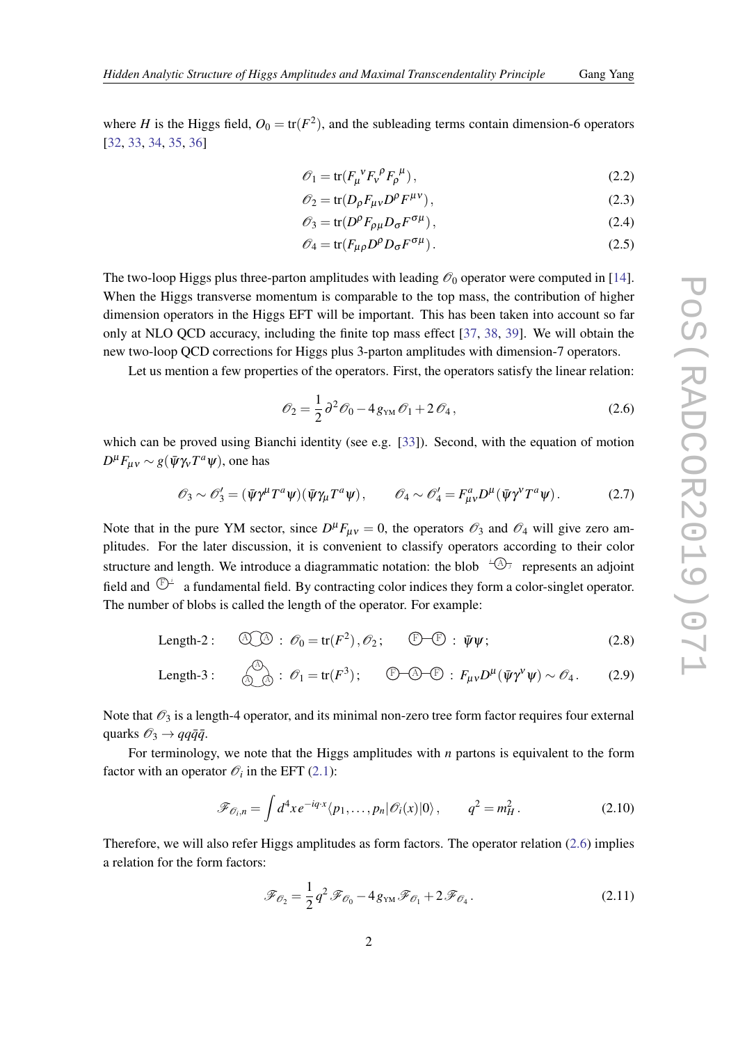where $H$ is the Higgs field, $O_0 = \mathrm{tr}(F^2)$, and the subleading terms contain dimension-6 operators [32, 33, 34, 35, 36]

$$\mathcal{O}_1 = \mathrm{tr}(F_\mu{}^\nu F_\nu{}^\rho F_\rho{}^\mu)\,, \tag{2.2}$$

$$\mathcal{O}_2 = \mathrm{tr}(D_\rho F_{\mu\nu} D^\rho F^{\mu\nu})\,, \tag{2.3}$$

$$\mathcal{O}_3 = \mathrm{tr}(D^\rho F_{\rho\mu} D_\sigma F^{\sigma\mu})\,, \tag{2.4}$$

$$\mathcal{O}_4 = \mathrm{tr}(F_{\mu\rho} D^\rho D_\sigma F^{\sigma\mu})\,. \tag{2.5}$$

The two-loop Higgs plus three-parton amplitudes with leading $\mathcal{O}_0$ operator were computed in [14]. When the Higgs transverse momentum is comparable to the top mass, the contribution of higher dimension operators in the Higgs EFT will be important. This has been taken into account so far only at NLO QCD accuracy, including the finite top mass effect [37, 38, 39]. We will obtain the new two-loop QCD corrections for Higgs plus 3-parton amplitudes with dimension-7 operators.

Let us mention a few properties of the operators. First, the operators satisfy the linear relation:

$$\mathcal{O}_2 = \frac{1}{2}\partial^2 \mathcal{O}_0 - 4\, g_{\text{YM}}\, \mathcal{O}_1 + 2\, \mathcal{O}_4\,, \tag{2.6}$$

which can be proved using Bianchi identity (see e.g. [33]). Second, with the equation of motion $D^\mu F_{\mu\nu} \sim g(\bar\psi \gamma_\nu T^a \psi)$, one has

$$\mathcal{O}_3 \sim \mathcal{O}'_3 = (\bar\psi\gamma^\mu T^a \psi)(\bar\psi\gamma_\mu T^a\psi)\,, \qquad \mathcal{O}_4 \sim \mathcal{O}'_4 = F^a_{\mu\nu} D^\mu (\bar\psi \gamma^\nu T^a \psi)\,. \tag{2.7}$$

Note that in the pure YM sector, since $D^\mu F_{\mu\nu} = 0$, the operators $\mathcal{O}_3$ and $\mathcal{O}_4$ will give zero amplitudes. For the later discussion, it is convenient to classify operators according to their color structure and length. We introduce a diagrammatic notation: the blob Ⓐ represents an adjoint field and Ⓕ a fundamental field. By contracting color indices they form a color-singlet operator. The number of blobs is called the length of the operator. For example:

$$\text{Length-2}: \quad \text{Ⓐ Ⓐ} : \ \mathcal{O}_0 = \mathrm{tr}(F^2)\,, \mathcal{O}_2\,; \qquad \text{Ⓕ—Ⓕ} : \ \bar\psi\psi\,; \tag{2.8}$$

$$\text{Length-3}: \quad \text{Ⓐ Ⓐ Ⓐ} : \ \mathcal{O}_1 = \mathrm{tr}(F^3)\,; \qquad \text{Ⓕ—Ⓐ—Ⓕ} : \ F_{\mu\nu} D^\mu (\bar\psi\gamma^\nu\psi) \sim \mathcal{O}_4\,. \tag{2.9}$$

Note that $\mathcal{O}_3$ is a length-4 operator, and its minimal non-zero tree form factor requires four external quarks $\mathcal{O}_3 \to q q \bar q \bar q$.

For terminology, we note that the Higgs amplitudes with $n$ partons is equivalent to the form factor with an operator $\mathcal{O}_i$ in the EFT (2.1):

$$\mathcal{F}_{\mathcal{O}_i,n} = \int d^4x\, e^{-iq\cdot x} \langle p_1, \ldots, p_n | \mathcal{O}_i(x) | 0 \rangle\,, \qquad q^2 = m_H^2\,. \tag{2.10}$$

Therefore, we will also refer Higgs amplitudes as form factors. The operator relation (2.6) implies a relation for the form factors:

$$\mathcal{F}_{\mathcal{O}_2} = \frac{1}{2} q^2\, \mathcal{F}_{\mathcal{O}_0} - 4\, g_{\text{YM}}\, \mathcal{F}_{\mathcal{O}_1} + 2\, \mathcal{F}_{\mathcal{O}_4}\,. \tag{2.11}$$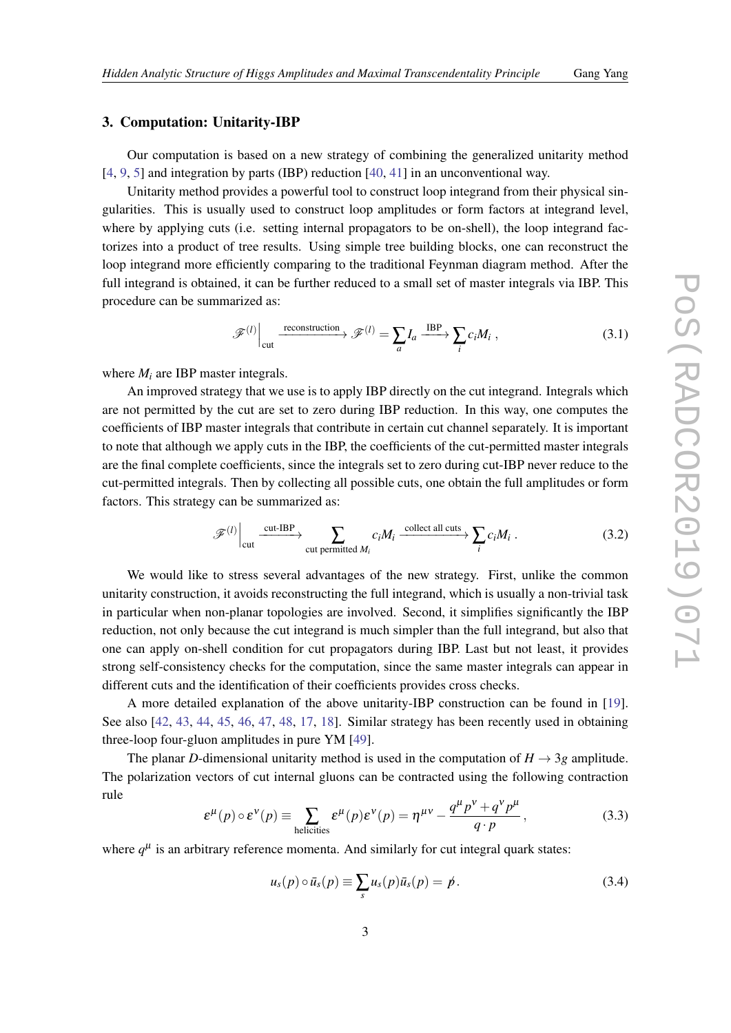## 3. Computation: Unitarity-IBP

Our computation is based on a new strategy of combining the generalized unitarity method [4, 9, 5] and integration by parts (IBP) reduction [40, 41] in an unconventional way.

Unitarity method provides a powerful tool to construct loop integrand from their physical singularities. This is usually used to construct loop amplitudes or form factors at integrand level, where by applying cuts (i.e. setting internal propagators to be on-shell), the loop integrand factorizes into a product of tree results. Using simple tree building blocks, one can reconstruct the loop integrand more efficiently comparing to the traditional Feynman diagram method. After the full integrand is obtained, it can be further reduced to a small set of master integrals via IBP. This procedure can be summarized as:

$$\mathscr{F}^{(l)}\Big|_{\text{cut}} \xrightarrow{\text{reconstruction}} \mathscr{F}^{(l)} = \sum_a I_a \xrightarrow{\text{IBP}} \sum_i c_i M_i \,, \tag{3.1}$$

where $M_i$ are IBP master integrals.

An improved strategy that we use is to apply IBP directly on the cut integrand. Integrals which are not permitted by the cut are set to zero during IBP reduction. In this way, one computes the coefficients of IBP master integrals that contribute in certain cut channel separately. It is important to note that although we apply cuts in the IBP, the coefficients of the cut-permitted master integrals are the final complete coefficients, since the integrals set to zero during cut-IBP never reduce to the cut-permitted integrals. Then by collecting all possible cuts, one obtain the full amplitudes or form factors. This strategy can be summarized as:

$$\mathscr{F}^{(l)}\Big|_{\text{cut}} \xrightarrow{\text{cut-IBP}} \sum_{\text{cut permitted } M_i} c_i M_i \xrightarrow{\text{collect all cuts}} \sum_i c_i M_i \,. \tag{3.2}$$

We would like to stress several advantages of the new strategy. First, unlike the common unitarity construction, it avoids reconstructing the full integrand, which is usually a non-trivial task in particular when non-planar topologies are involved. Second, it simplifies significantly the IBP reduction, not only because the cut integrand is much simpler than the full integrand, but also that one can apply on-shell condition for cut propagators during IBP. Last but not least, it provides strong self-consistency checks for the computation, since the same master integrals can appear in different cuts and the identification of their coefficients provides cross checks.

A more detailed explanation of the above unitarity-IBP construction can be found in [19]. See also [42, 43, 44, 45, 46, 47, 48, 17, 18]. Similar strategy has been recently used in obtaining three-loop four-gluon amplitudes in pure YM [49].

The planar $D$-dimensional unitarity method is used in the computation of $H \to 3g$ amplitude. The polarization vectors of cut internal gluons can be contracted using the following contraction rule

$$\varepsilon^\mu(p) \circ \varepsilon^\nu(p) \equiv \sum_{\text{helicities}} \varepsilon^\mu(p) \varepsilon^\nu(p) = \eta^{\mu\nu} - \frac{q^\mu p^\nu + q^\nu p^\mu}{q \cdot p} \,, \tag{3.3}$$

where $q^\mu$ is an arbitrary reference momenta. And similarly for cut integral quark states:

$$u_s(p) \circ \bar{u}_s(p) \equiv \sum_s u_s(p) \bar{u}_s(p) = \not{p} \,. \tag{3.4}$$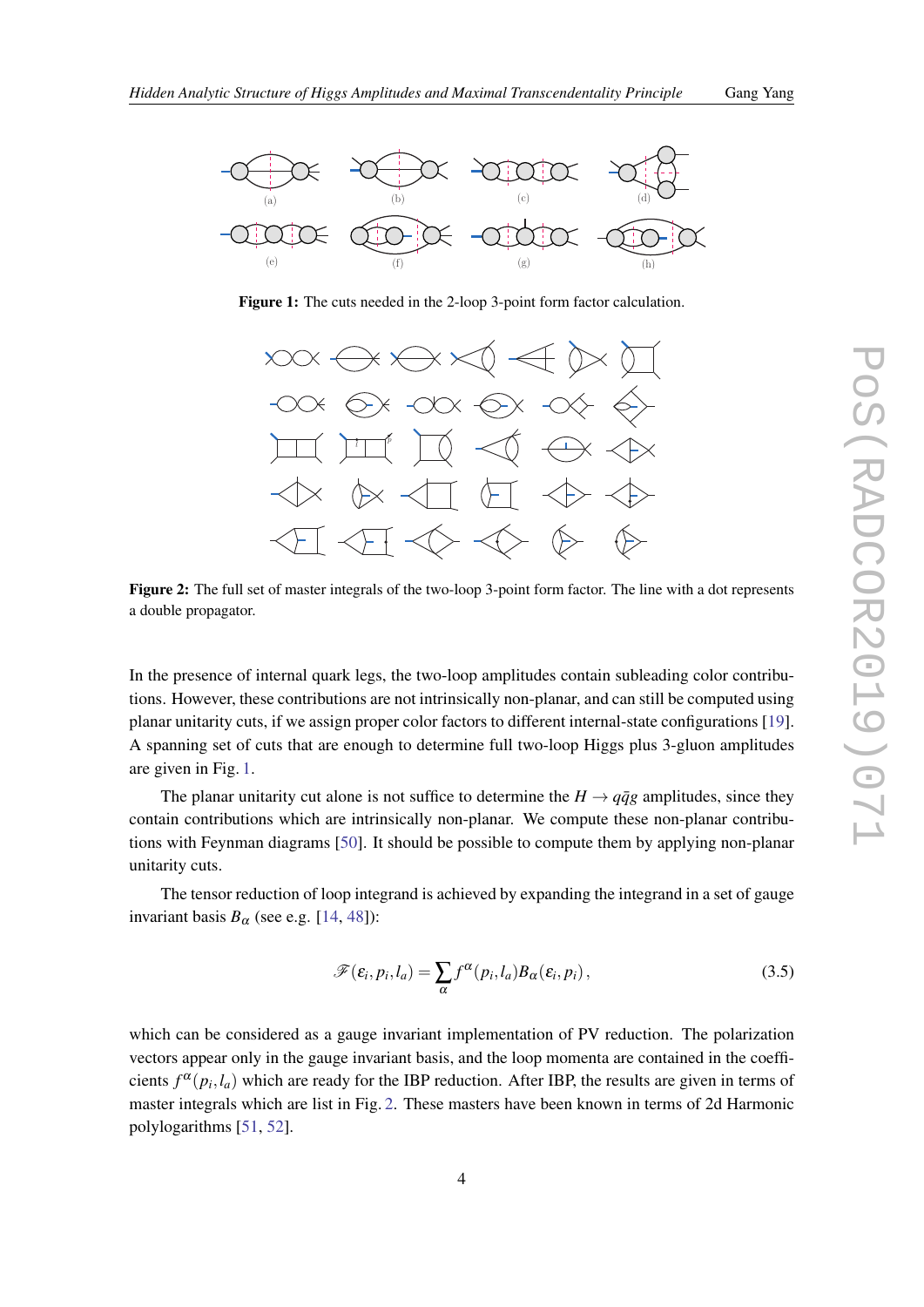**Figure 1:** The cuts needed in the 2-loop 3-point form factor calculation.

**Figure 2:** The full set of master integrals of the two-loop 3-point form factor. The line with a dot represents a double propagator.

In the presence of internal quark legs, the two-loop amplitudes contain subleading color contributions. However, these contributions are not intrinsically non-planar, and can still be computed using planar unitarity cuts, if we assign proper color factors to different internal-state configurations [19]. A spanning set of cuts that are enough to determine full two-loop Higgs plus 3-gluon amplitudes are given in Fig. 1.

The planar unitarity cut alone is not suffice to determine the $H \to q\bar{q}g$ amplitudes, since they contain contributions which are intrinsically non-planar. We compute these non-planar contributions with Feynman diagrams [50]. It should be possible to compute them by applying non-planar unitarity cuts.

The tensor reduction of loop integrand is achieved by expanding the integrand in a set of gauge invariant basis $B_\alpha$ (see e.g. [14, 48]):

$$\mathscr{F}(\varepsilon_i, p_i, l_a) = \sum_\alpha f^\alpha(p_i, l_a) B_\alpha(\varepsilon_i, p_i), \tag{3.5}$$

which can be considered as a gauge invariant implementation of PV reduction. The polarization vectors appear only in the gauge invariant basis, and the loop momenta are contained in the coefficients $f^\alpha(p_i, l_a)$ which are ready for the IBP reduction. After IBP, the results are given in terms of master integrals which are list in Fig. 2. These masters have been known in terms of 2d Harmonic polylogarithms [51, 52].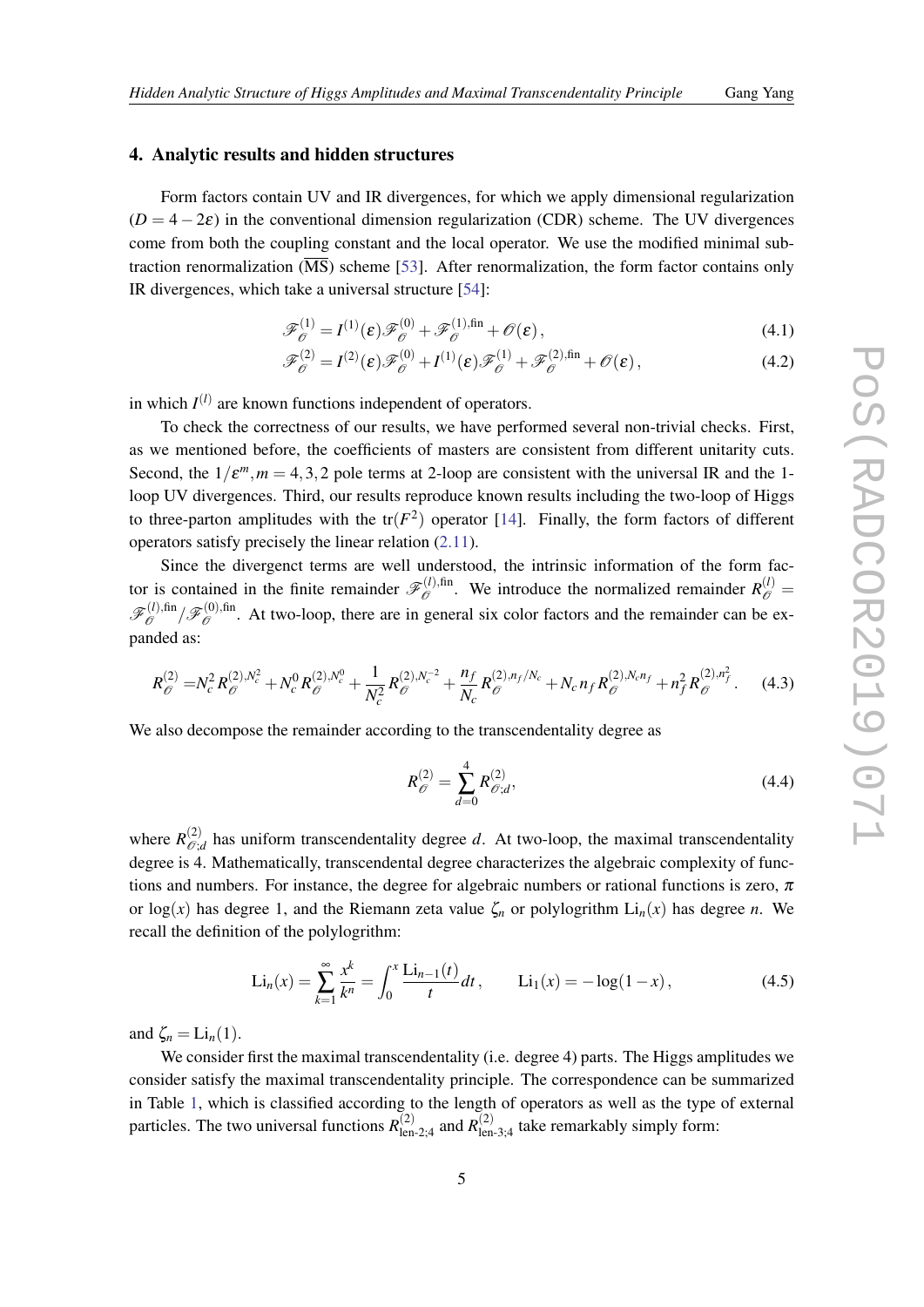## 4. Analytic results and hidden structures

Form factors contain UV and IR divergences, for which we apply dimensional regularization ($D = 4 - 2\epsilon$) in the conventional dimension regularization (CDR) scheme. The UV divergences come from both the coupling constant and the local operator. We use the modified minimal subtraction renormalization ($\overline{\text{MS}}$) scheme [53]. After renormalization, the form factor contains only IR divergences, which take a universal structure [54]:

$$\mathscr{F}_{\mathscr{O}}^{(1)} = I^{(1)}(\varepsilon)\mathscr{F}_{\mathscr{O}}^{(0)} + \mathscr{F}_{\mathscr{O}}^{(1),\text{fin}} + \mathscr{O}(\varepsilon)\,, \tag{4.1}$$

$$\mathscr{F}_{\mathscr{O}}^{(2)} = I^{(2)}(\varepsilon)\mathscr{F}_{\mathscr{O}}^{(0)} + I^{(1)}(\varepsilon)\mathscr{F}_{\mathscr{O}}^{(1)} + \mathscr{F}_{\mathscr{O}}^{(2),\text{fin}} + \mathscr{O}(\varepsilon)\,, \tag{4.2}$$

in which $I^{(l)}$ are known functions independent of operators.

To check the correctness of our results, we have performed several non-trivial checks. First, as we mentioned before, the coefficients of masters are consistent from different unitarity cuts. Second, the $1/\varepsilon^m, m = 4,3,2$ pole terms at 2-loop are consistent with the universal IR and the 1-loop UV divergences. Third, our results reproduce known results including the two-loop of Higgs to three-parton amplitudes with the $\text{tr}(F^2)$ operator [14]. Finally, the form factors of different operators satisfy precisely the linear relation (2.11).

Since the divergenct terms are well understood, the intrinsic information of the form factor is contained in the finite remainder $\mathscr{F}_{\mathscr{O}}^{(l),\text{fin}}$. We introduce the normalized remainder $R_{\mathscr{O}}^{(l)} = \mathscr{F}_{\mathscr{O}}^{(l),\text{fin}}/\mathscr{F}_{\mathscr{O}}^{(0),\text{fin}}$. At two-loop, there are in general six color factors and the remainder can be expanded as:

$$R_{\mathscr{O}}^{(2)} = N_c^2 R_{\mathscr{O}}^{(2),N_c^2} + N_c^0 R_{\mathscr{O}}^{(2),N_c^0} + \frac{1}{N_c^2} R_{\mathscr{O}}^{(2),N_c^{-2}} + \frac{n_f}{N_c} R_{\mathscr{O}}^{(2),n_f/N_c} + N_c n_f R_{\mathscr{O}}^{(2),N_c n_f} + n_f^2 R_{\mathscr{O}}^{(2),n_f^2}\,. \tag{4.3}$$

We also decompose the remainder according to the transcendentality degree as

$$R_{\mathscr{O}}^{(2)} = \sum_{d=0}^{4} R_{\mathscr{O};d}^{(2)}, \tag{4.4}$$

where $R_{\mathscr{O};d}^{(2)}$ has uniform transcendentality degree $d$. At two-loop, the maximal transcendentality degree is 4. Mathematically, transcendental degree characterizes the algebraic complexity of functions and numbers. For instance, the degree for algebraic numbers or rational functions is zero, $\pi$ or $\log(x)$ has degree 1, and the Riemann zeta value $\zeta_n$ or polylogrithm $\text{Li}_n(x)$ has degree $n$. We recall the definition of the polylogrithm:

$$\text{Li}_n(x) = \sum_{k=1}^{\infty} \frac{x^k}{k^n} = \int_0^x \frac{\text{Li}_{n-1}(t)}{t} dt\,, \qquad \text{Li}_1(x) = -\log(1-x)\,, \tag{4.5}$$

and $\zeta_n = \text{Li}_n(1)$.

We consider first the maximal transcendentality (i.e. degree 4) parts. The Higgs amplitudes we consider satisfy the maximal transcendentality principle. The correspondence can be summarized in Table 1, which is classified according to the length of operators as well as the type of external particles. The two universal functions $R_{\text{len-2;4}}^{(2)}$ and $R_{\text{len-3;4}}^{(2)}$ take remarkably simply form: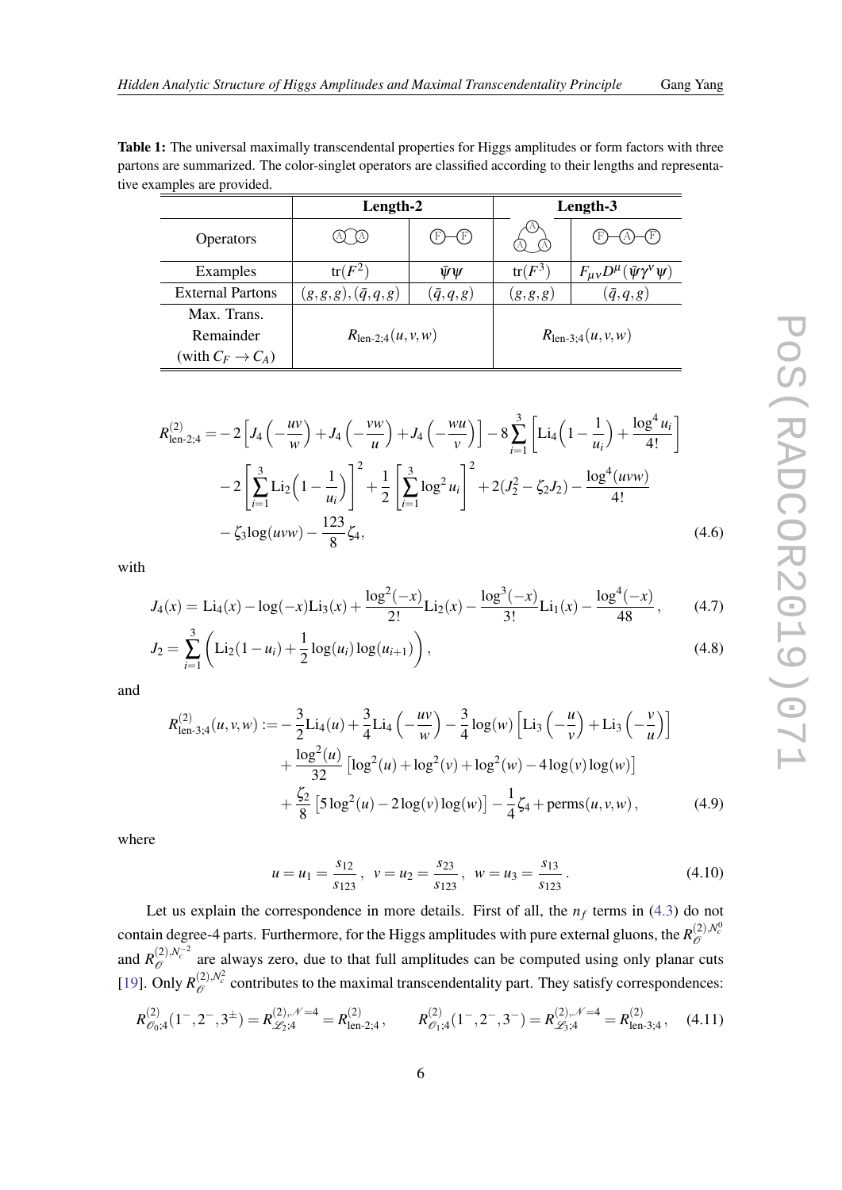**Table 1:** The universal maximally transcendental properties for Higgs amplitudes or form factors with three partons are summarized. The color-singlet operators are classified according to their lengths and representative examples are provided.

| | **Length-2** | | **Length-3** | |
|---|---|---|---|---|
| Operators | (A) (A) | (F)—(F) | (A)(A)(A) | (F)—(A)—(F) |
| Examples | $\mathrm{tr}(F^2)$ | $\bar{\psi}\psi$ | $\mathrm{tr}(F^3)$ | $F_{\mu\nu}D^\mu(\bar{\psi}\gamma^\nu\psi)$ |
| External Partons | $(g,g,g),(\bar{q},q,g)$ | $(\bar{q},q,g)$ | $(g,g,g)$ | $(\bar{q},q,g)$ |
| Max. Trans. Remainder (with $C_F \to C_A$) | $R_{\text{len-2};4}(u,v,w)$ | | $R_{\text{len-3};4}(u,v,w)$ | |

$$
\begin{aligned}
R^{(2)}_{\text{len-2};4} = & -2\left[J_4\left(-\frac{uv}{w}\right)+J_4\left(-\frac{vw}{u}\right)+J_4\left(-\frac{wu}{v}\right)\right]-8\sum_{i=1}^{3}\left[\mathrm{Li}_4\Big(1-\frac{1}{u_i}\Big)+\frac{\log^4 u_i}{4!}\right] \\
& -2\left[\sum_{i=1}^{3}\mathrm{Li}_2\Big(1-\frac{1}{u_i}\Big)\right]^2+\frac{1}{2}\left[\sum_{i=1}^{3}\log^2 u_i\right]^2+2(J_2^2-\zeta_2 J_2)-\frac{\log^4(uvw)}{4!} \\
& -\zeta_3\log(uvw)-\frac{123}{8}\zeta_4,
\end{aligned} \tag{4.6}
$$

with

$$
J_4(x) = \mathrm{Li}_4(x)-\log(-x)\mathrm{Li}_3(x)+\frac{\log^2(-x)}{2!}\mathrm{Li}_2(x)-\frac{\log^3(-x)}{3!}\mathrm{Li}_1(x)-\frac{\log^4(-x)}{48}, \tag{4.7}
$$

$$
J_2 = \sum_{i=1}^{3}\left(\mathrm{Li}_2(1-u_i)+\frac{1}{2}\log(u_i)\log(u_{i+1})\right), \tag{4.8}
$$

and

$$
\begin{aligned}
R^{(2)}_{\text{len-3};4}(u,v,w) := & -\frac{3}{2}\mathrm{Li}_4(u)+\frac{3}{4}\mathrm{Li}_4\left(-\frac{uv}{w}\right)-\frac{3}{4}\log(w)\left[\mathrm{Li}_3\left(-\frac{u}{v}\right)+\mathrm{Li}_3\left(-\frac{v}{u}\right)\right] \\
& +\frac{\log^2(u)}{32}\left[\log^2(u)+\log^2(v)+\log^2(w)-4\log(v)\log(w)\right] \\
& +\frac{\zeta_2}{8}\left[5\log^2(u)-2\log(v)\log(w)\right]-\frac{1}{4}\zeta_4+\text{perms}(u,v,w),
\end{aligned} \tag{4.9}
$$

where

$$
u = u_1 = \frac{s_{12}}{s_{123}}, \quad v = u_2 = \frac{s_{23}}{s_{123}}, \quad w = u_3 = \frac{s_{13}}{s_{123}}. \tag{4.10}
$$

Let us explain the correspondence in more details. First of all, the $n_f$ terms in (4.3) do not contain degree-4 parts. Furthermore, for the Higgs amplitudes with pure external gluons, the $R^{(2),N_c^0}_{\mathcal{O}}$ and $R^{(2),N_c^{-2}}_{\mathcal{O}}$ are always zero, due to that full amplitudes can be computed using only planar cuts [19]. Only $R^{(2),N_c^2}_{\mathcal{O}}$ contributes to the maximal transcendentality part. They satisfy correspondences:

$$
R^{(2)}_{\mathcal{O}_0;4}(1^-,2^-,3^\pm) = R^{(2),\mathcal{N}=4}_{\mathcal{L}_2;4} = R^{(2)}_{\text{len-2};4}, \qquad R^{(2)}_{\mathcal{O}_1;4}(1^-,2^-,3^-) = R^{(2),\mathcal{N}=4}_{\mathcal{L}_3;4} = R^{(2)}_{\text{len-3};4}, \tag{4.11}
$$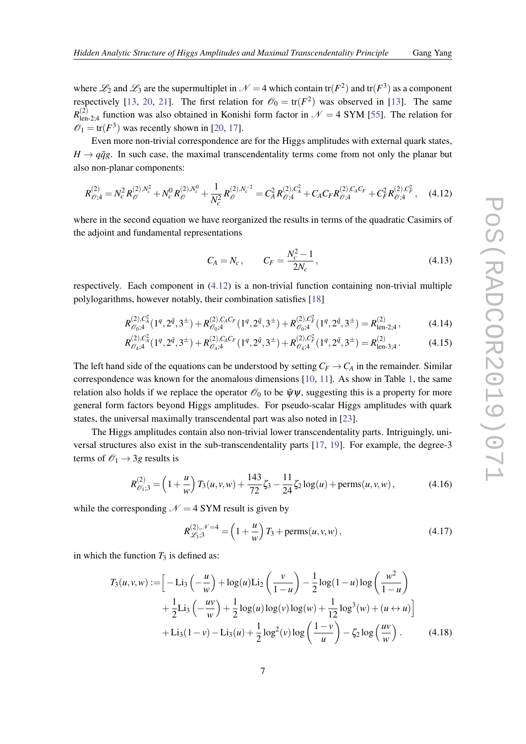where $\mathscr{L}_2$ and $\mathscr{L}_3$ are the supermultiplet in $\mathscr{N}=4$ which contain $\mathrm{tr}(F^2)$ and $\mathrm{tr}(F^3)$ as a component respectively [13, 20, 21]. The first relation for $\mathscr{O}_0 = \mathrm{tr}(F^2)$ was observed in [13]. The same $R^{(2)}_{\text{len-}2;4}$ function was also obtained in Konishi form factor in $\mathscr{N}=4$ SYM [55]. The relation for $\mathscr{O}_1 = \mathrm{tr}(F^3)$ was recently shown in [20, 17].

Even more non-trivial correspondence are for the Higgs amplitudes with external quark states, $H \to q\bar{q}g$. In such case, the maximal transcendentality terms come from not only the planar but also non-planar components:

$$R^{(2)}_{\mathscr{O};4} = N_c^2 R^{(2),N_c^2}_{\mathscr{O}} + N_c^0 R^{(2),N_c^0}_{\mathscr{O}} + \frac{1}{N_c^2} R^{(2),N_c^{-2}}_{\mathscr{O}} = C_A^2 R^{(2),C_A^2}_{\mathscr{O};4} + C_A C_F R^{(2),C_A C_F}_{\mathscr{O};4} + C_F^2 R^{(2),C_F^2}_{\mathscr{O};4}\,, \tag{4.12}$$

where in the second equation we have reorganized the results in terms of the quadratic Casimirs of the adjoint and fundamental representations

$$C_A = N_c\,, \qquad C_F = \frac{N_c^2-1}{2N_c}\,, \tag{4.13}$$

respectively. Each component in (4.12) is a non-trivial function containing non-trivial multiple polylogarithms, however notably, their combination satisfies [18]

$$R^{(2),C_A^2}_{\mathscr{O}_0;4}(1^q,2^{\bar{q}},3^{\pm}) + R^{(2),C_A C_F}_{\mathscr{O}_0;4}(1^q,2^{\bar{q}},3^{\pm}) + R^{(2),C_F^2}_{\mathscr{O}_0;4}(1^q,2^{\bar{q}},3^{\pm}) = R^{(2)}_{\text{len-}2;4}\,, \tag{4.14}$$

$$R^{(2),C_A^2}_{\mathscr{O}_4;4}(1^q,2^{\bar{q}},3^{\pm}) + R^{(2),C_A C_F}_{\mathscr{O}_4;4}(1^q,2^{\bar{q}},3^{\pm}) + R^{(2),C_F^2}_{\mathscr{O}_4;4}(1^q,2^{\bar{q}},3^{\pm}) = R^{(2)}_{\text{len-}3;4}\,. \tag{4.15}$$

The left hand side of the equations can be understood by setting $C_F \to C_A$ in the remainder. Similar correspondence was known for the anomalous dimensions [10, 11]. As show in Table 1, the same relation also holds if we replace the operator $\mathscr{O}_0$ to be $\bar{\psi}\psi$, suggesting this is a property for more general form factors beyond Higgs amplitudes. For pseudo-scalar Higgs amplitudes with quark states, the universal maximally transcendental part was also noted in [23].

The Higgs amplitudes contain also non-trivial lower transcendentality parts. Intriguingly, universal structures also exist in the sub-transcendentality parts [17, 19]. For example, the degree-3 terms of $\mathscr{O}_1 \to 3g$ results is

$$R^{(2)}_{\mathscr{O}_1;3} = \left(1+\frac{u}{w}\right) T_3(u,v,w) + \frac{143}{72}\zeta_3 - \frac{11}{24}\zeta_2 \log(u) + \text{perms}(u,v,w)\,, \tag{4.16}$$

while the corresponding $\mathscr{N}=4$ SYM result is given by

$$R^{(2),\mathscr{N}=4}_{\mathscr{L}_3;3} = \left(1+\frac{u}{w}\right) T_3 + \text{perms}(u,v,w)\,, \tag{4.17}$$

in which the function $T_3$ is defined as:

$$\begin{aligned} T_3(u,v,w) := \Big[ & -\mathrm{Li}_3\left(-\frac{u}{w}\right) + \log(u)\mathrm{Li}_2\left(\frac{v}{1-u}\right) - \frac{1}{2}\log(1-u)\log\left(\frac{w^2}{1-u}\right) \\ & + \frac{1}{2}\mathrm{Li}_3\left(-\frac{uv}{w}\right) + \frac{1}{2}\log(u)\log(v)\log(w) + \frac{1}{12}\log^3(w) + (u \leftrightarrow u)\Big] \\ & + \mathrm{Li}_3(1-v) - \mathrm{Li}_3(u) + \frac{1}{2}\log^2(v)\log\left(\frac{1-v}{u}\right) - \zeta_2 \log\left(\frac{uv}{w}\right)\,. \end{aligned} \tag{4.18}$$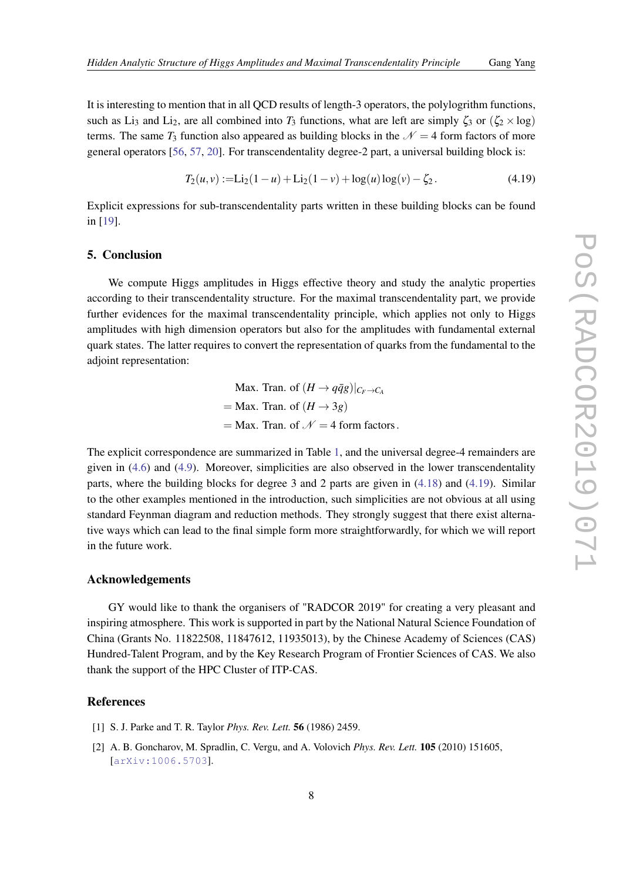It is interesting to mention that in all QCD results of length-3 operators, the polylogrithm functions, such as $\mathrm{Li}_3$ and $\mathrm{Li}_2$, are all combined into $T_3$ functions, what are left are simply $\zeta_3$ or $(\zeta_2 \times \log)$ terms. The same $T_3$ function also appeared as building blocks in the $\mathcal{N}=4$ form factors of more general operators [56, 57, 20]. For transcendentality degree-2 part, a universal building block is:

$$T_2(u,v) := \mathrm{Li}_2(1-u) + \mathrm{Li}_2(1-v) + \log(u)\log(v) - \zeta_2 \,. \tag{4.19}$$

Explicit expressions for sub-transcendentality parts written in these building blocks can be found in [19].

## 5. Conclusion

We compute Higgs amplitudes in Higgs effective theory and study the analytic properties according to their transcendentality structure. For the maximal transcendentality part, we provide further evidences for the maximal transcendentality principle, which applies not only to Higgs amplitudes with high dimension operators but also for the amplitudes with fundamental external quark states. The latter requires to convert the representation of quarks from the fundamental to the adjoint representation:

$$\begin{aligned}
&\text{Max. Tran. of } (H \to q\bar{q}g)|_{C_F \to C_A} \\
&= \text{Max. Tran. of } (H \to 3g) \\
&= \text{Max. Tran. of } \mathcal{N}=4 \text{ form factors} \,.
\end{aligned}$$

The explicit correspondence are summarized in Table 1, and the universal degree-4 remainders are given in (4.6) and (4.9). Moreover, simplicities are also observed in the lower transcendentality parts, where the building blocks for degree 3 and 2 parts are given in (4.18) and (4.19). Similar to the other examples mentioned in the introduction, such simplicities are not obvious at all using standard Feynman diagram and reduction methods. They strongly suggest that there exist alternative ways which can lead to the final simple form more straightforwardly, for which we will report in the future work.

## Acknowledgements

GY would like to thank the organisers of "RADCOR 2019" for creating a very pleasant and inspiring atmosphere. This work is supported in part by the National Natural Science Foundation of China (Grants No. 11822508, 11847612, 11935013), by the Chinese Academy of Sciences (CAS) Hundred-Talent Program, and by the Key Research Program of Frontier Sciences of CAS. We also thank the support of the HPC Cluster of ITP-CAS.

## References

[1] S. J. Parke and T. R. Taylor *Phys. Rev. Lett.* **56** (1986) 2459.

[2] A. B. Goncharov, M. Spradlin, C. Vergu, and A. Volovich *Phys. Rev. Lett.* **105** (2010) 151605, [arXiv:1006.5703].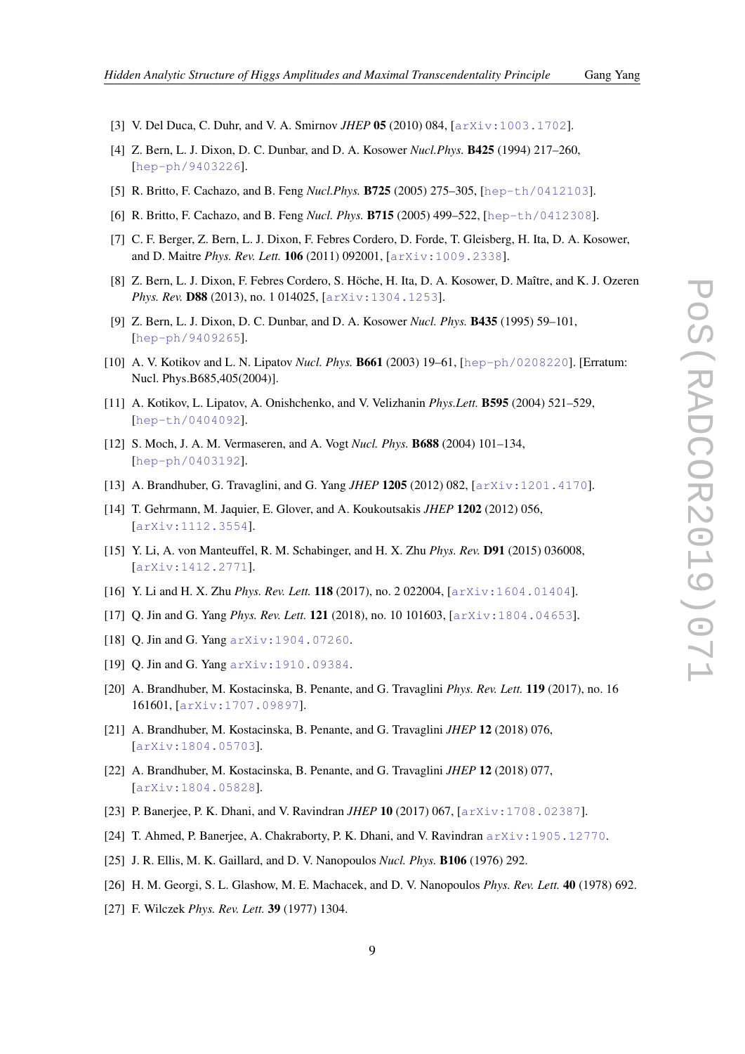[3] V. Del Duca, C. Duhr, and V. A. Smirnov *JHEP* **05** (2010) 084, [arXiv:1003.1702].

[4] Z. Bern, L. J. Dixon, D. C. Dunbar, and D. A. Kosower *Nucl.Phys.* **B425** (1994) 217–260, [hep-ph/9403226].

[5] R. Britto, F. Cachazo, and B. Feng *Nucl.Phys.* **B725** (2005) 275–305, [hep-th/0412103].

[6] R. Britto, F. Cachazo, and B. Feng *Nucl. Phys.* **B715** (2005) 499–522, [hep-th/0412308].

[7] C. F. Berger, Z. Bern, L. J. Dixon, F. Febres Cordero, D. Forde, T. Gleisberg, H. Ita, D. A. Kosower, and D. Maitre *Phys. Rev. Lett.* **106** (2011) 092001, [arXiv:1009.2338].

[8] Z. Bern, L. J. Dixon, F. Febres Cordero, S. Höche, H. Ita, D. A. Kosower, D. Maître, and K. J. Ozeren *Phys. Rev.* **D88** (2013), no. 1 014025, [arXiv:1304.1253].

[9] Z. Bern, L. J. Dixon, D. C. Dunbar, and D. A. Kosower *Nucl. Phys.* **B435** (1995) 59–101, [hep-ph/9409265].

[10] A. V. Kotikov and L. N. Lipatov *Nucl. Phys.* **B661** (2003) 19–61, [hep-ph/0208220]. [Erratum: Nucl. Phys.B685,405(2004)].

[11] A. Kotikov, L. Lipatov, A. Onishchenko, and V. Velizhanin *Phys.Lett.* **B595** (2004) 521–529, [hep-th/0404092].

[12] S. Moch, J. A. M. Vermaseren, and A. Vogt *Nucl. Phys.* **B688** (2004) 101–134, [hep-ph/0403192].

[13] A. Brandhuber, G. Travaglini, and G. Yang *JHEP* **1205** (2012) 082, [arXiv:1201.4170].

[14] T. Gehrmann, M. Jaquier, E. Glover, and A. Koukoutsakis *JHEP* **1202** (2012) 056, [arXiv:1112.3554].

[15] Y. Li, A. von Manteuffel, R. M. Schabinger, and H. X. Zhu *Phys. Rev.* **D91** (2015) 036008, [arXiv:1412.2771].

[16] Y. Li and H. X. Zhu *Phys. Rev. Lett.* **118** (2017), no. 2 022004, [arXiv:1604.01404].

[17] Q. Jin and G. Yang *Phys. Rev. Lett.* **121** (2018), no. 10 101603, [arXiv:1804.04653].

[18] Q. Jin and G. Yang arXiv:1904.07260.

[19] Q. Jin and G. Yang arXiv:1910.09384.

[20] A. Brandhuber, M. Kostacinska, B. Penante, and G. Travaglini *Phys. Rev. Lett.* **119** (2017), no. 16 161601, [arXiv:1707.09897].

[21] A. Brandhuber, M. Kostacinska, B. Penante, and G. Travaglini *JHEP* **12** (2018) 076, [arXiv:1804.05703].

[22] A. Brandhuber, M. Kostacinska, B. Penante, and G. Travaglini *JHEP* **12** (2018) 077, [arXiv:1804.05828].

[23] P. Banerjee, P. K. Dhani, and V. Ravindran *JHEP* **10** (2017) 067, [arXiv:1708.02387].

[24] T. Ahmed, P. Banerjee, A. Chakraborty, P. K. Dhani, and V. Ravindran arXiv:1905.12770.

[25] J. R. Ellis, M. K. Gaillard, and D. V. Nanopoulos *Nucl. Phys.* **B106** (1976) 292.

[26] H. M. Georgi, S. L. Glashow, M. E. Machacek, and D. V. Nanopoulos *Phys. Rev. Lett.* **40** (1978) 692.

[27] F. Wilczek *Phys. Rev. Lett.* **39** (1977) 1304.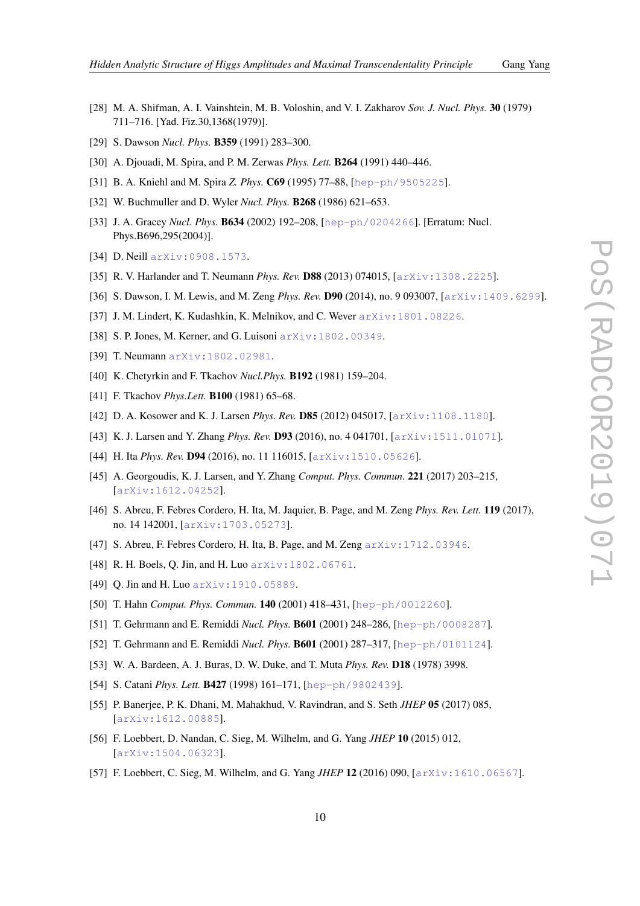[28] M. A. Shifman, A. I. Vainshtein, M. B. Voloshin, and V. I. Zakharov *Sov. J. Nucl. Phys.* **30** (1979) 711–716. [Yad. Fiz.30,1368(1979)].

[29] S. Dawson *Nucl. Phys.* **B359** (1991) 283–300.

[30] A. Djouadi, M. Spira, and P. M. Zerwas *Phys. Lett.* **B264** (1991) 440–446.

[31] B. A. Kniehl and M. Spira *Z. Phys.* **C69** (1995) 77–88, [hep-ph/9505225].

[32] W. Buchmuller and D. Wyler *Nucl. Phys.* **B268** (1986) 621–653.

[33] J. A. Gracey *Nucl. Phys.* **B634** (2002) 192–208, [hep-ph/0204266]. [Erratum: Nucl. Phys.B696,295(2004)].

[34] D. Neill arXiv:0908.1573.

[35] R. V. Harlander and T. Neumann *Phys. Rev.* **D88** (2013) 074015, [arXiv:1308.2225].

[36] S. Dawson, I. M. Lewis, and M. Zeng *Phys. Rev.* **D90** (2014), no. 9 093007, [arXiv:1409.6299].

[37] J. M. Lindert, K. Kudashkin, K. Melnikov, and C. Wever arXiv:1801.08226.

[38] S. P. Jones, M. Kerner, and G. Luisoni arXiv:1802.00349.

[39] T. Neumann arXiv:1802.02981.

[40] K. Chetyrkin and F. Tkachov *Nucl.Phys.* **B192** (1981) 159–204.

[41] F. Tkachov *Phys.Lett.* **B100** (1981) 65–68.

[42] D. A. Kosower and K. J. Larsen *Phys. Rev.* **D85** (2012) 045017, [arXiv:1108.1180].

[43] K. J. Larsen and Y. Zhang *Phys. Rev.* **D93** (2016), no. 4 041701, [arXiv:1511.01071].

[44] H. Ita *Phys. Rev.* **D94** (2016), no. 11 116015, [arXiv:1510.05626].

[45] A. Georgoudis, K. J. Larsen, and Y. Zhang *Comput. Phys. Commun.* **221** (2017) 203–215, [arXiv:1612.04252].

[46] S. Abreu, F. Febres Cordero, H. Ita, M. Jaquier, B. Page, and M. Zeng *Phys. Rev. Lett.* **119** (2017), no. 14 142001, [arXiv:1703.05273].

[47] S. Abreu, F. Febres Cordero, H. Ita, B. Page, and M. Zeng arXiv:1712.03946.

[48] R. H. Boels, Q. Jin, and H. Luo arXiv:1802.06761.

[49] Q. Jin and H. Luo arXiv:1910.05889.

[50] T. Hahn *Comput. Phys. Commun.* **140** (2001) 418–431, [hep-ph/0012260].

[51] T. Gehrmann and E. Remiddi *Nucl. Phys.* **B601** (2001) 248–286, [hep-ph/0008287].

[52] T. Gehrmann and E. Remiddi *Nucl. Phys.* **B601** (2001) 287–317, [hep-ph/0101124].

[53] W. A. Bardeen, A. J. Buras, D. W. Duke, and T. Muta *Phys. Rev.* **D18** (1978) 3998.

[54] S. Catani *Phys. Lett.* **B427** (1998) 161–171, [hep-ph/9802439].

[55] P. Banerjee, P. K. Dhani, M. Mahakhud, V. Ravindran, and S. Seth *JHEP* **05** (2017) 085, [arXiv:1612.00885].

[56] F. Loebbert, D. Nandan, C. Sieg, M. Wilhelm, and G. Yang *JHEP* **10** (2015) 012, [arXiv:1504.06323].

[57] F. Loebbert, C. Sieg, M. Wilhelm, and G. Yang *JHEP* **12** (2016) 090, [arXiv:1610.06567].